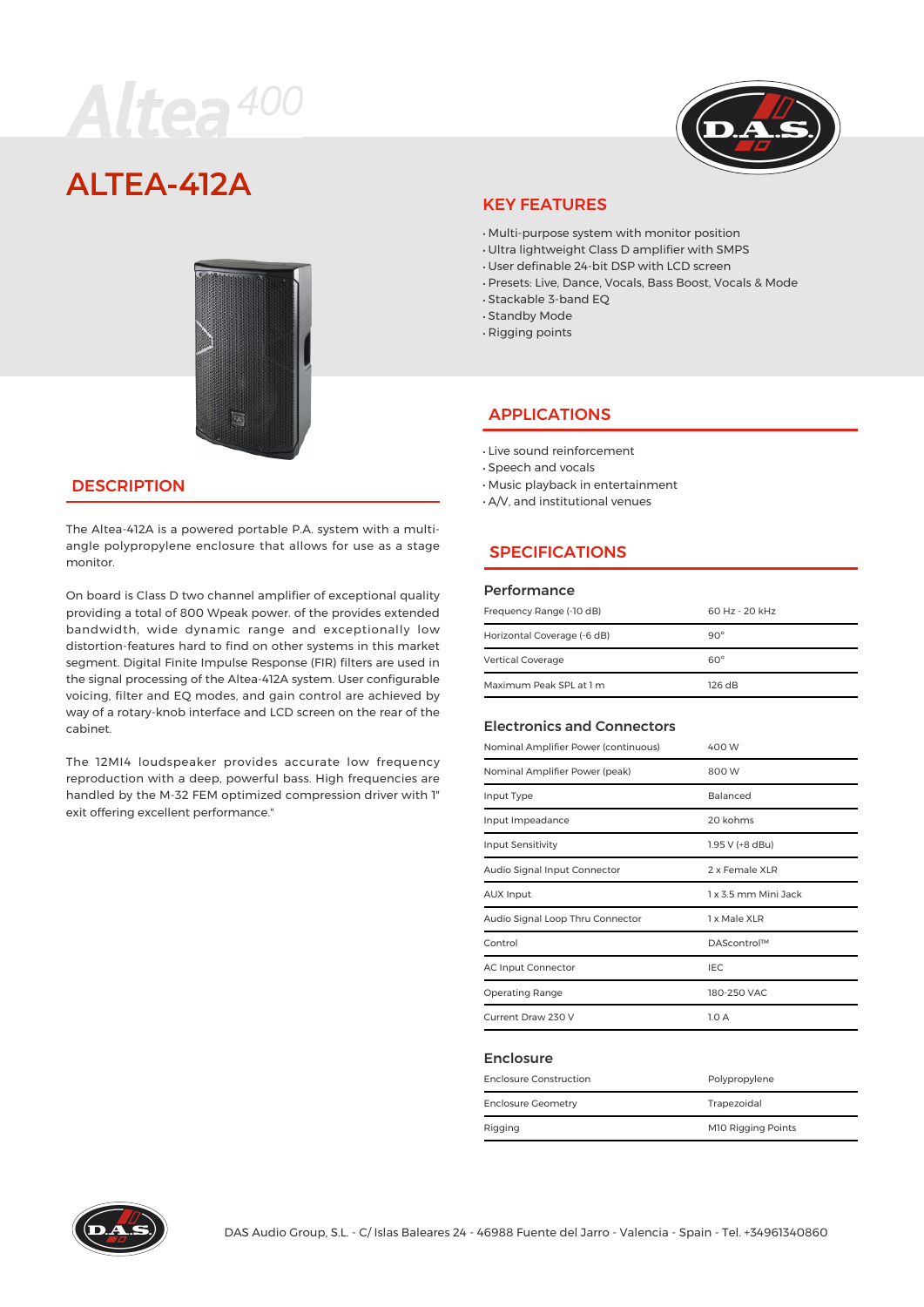# ALTEA-412A

## KEY FEATURES

- Multi-purpose system with monitor position
- Ultra lightweight Class D amplifier with SMPS
- User definable 24-bit DSP with LCD screen
- Presets: Live, Dance, Vocals, Bass Boost, Vocals & Mode
- Stackable 3-band EQ
- Standby Mode
- Rigging points

## DESCRIPTION

The Altea-412A is a powered portable P.A. system with a multi-angle polypropylene enclosure that allows for use as a stage monitor.

On board is Class D two channel amplifier of exceptional quality providing a total of 800 Wpeak power. of the provides extended bandwidth, wide dynamic range and exceptionally low distortion-features hard to find on other systems in this market segment. Digital Finite Impulse Response (FIR) filters are used in the signal processing of the Altea-412A system. User configurable voicing, filter and EQ modes, and gain control are achieved by way of a rotary-knob interface and LCD screen on the rear of the cabinet.

The 12MI4 loudspeaker provides accurate low frequency reproduction with a deep, powerful bass. High frequencies are handled by the M-32 FEM optimized compression driver with 1" exit offering excellent performance."

## APPLICATIONS

- Live sound reinforcement
- Speech and vocals
- Music playback in entertainment
- A/V, and institutional venues

## SPECIFICATIONS

### Performance

| | |
|---|---|
| Frequency Range (-10 dB) | 60 Hz - 20 kHz |
| Horizontal Coverage (-6 dB) | 90° |
| Vertical Coverage | 60° |
| Maximum Peak SPL at 1 m | 126 dB |

### Electronics and Connectors

| | |
|---|---|
| Nominal Amplifier Power (continuous) | 400 W |
| Nominal Amplifier Power (peak) | 800 W |
| Input Type | Balanced |
| Input Impeadance | 20 kohms |
| Input Sensitivity | 1.95 V (+8 dBu) |
| Audio Signal Input Connector | 2 x Female XLR |
| AUX Input | 1 x 3.5 mm Mini Jack |
| Audio Signal Loop Thru Connector | 1 x Male XLR |
| Control | DAScontrol™ |
| AC Input Connector | IEC |
| Operating Range | 180-250 VAC |
| Current Draw 230 V | 1.0 A |

### Enclosure

| | |
|---|---|
| Enclosure Construction | Polypropylene |
| Enclosure Geometry | Trapezoidal |
| Rigging | M10 Rigging Points |

DAS Audio Group, S.L. - C/ Islas Baleares 24 - 46988 Fuente del Jarro - Valencia - Spain - Tel. +34961340860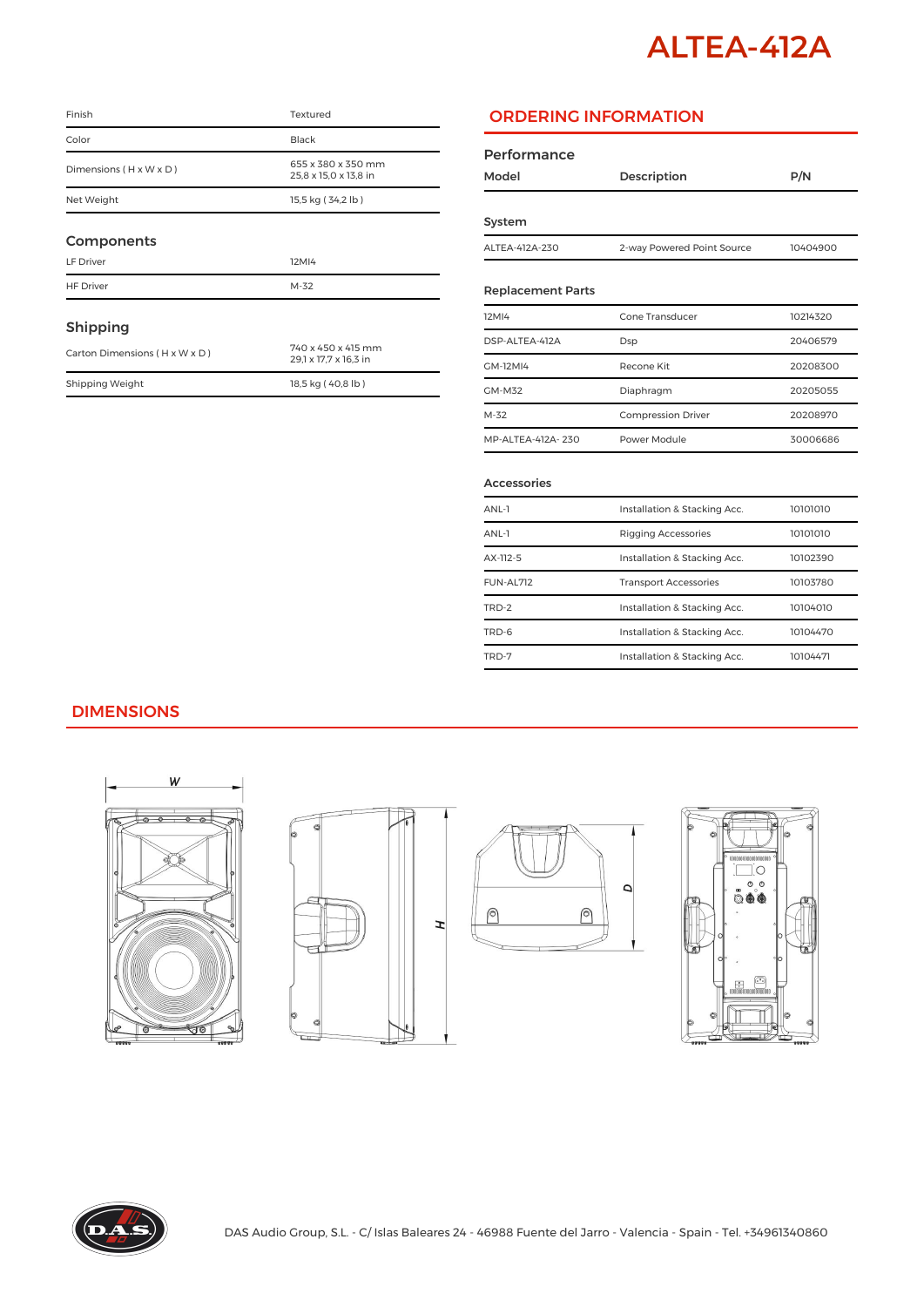# ALTEA-412A

| | |
|---|---|
| Finish | Textured |
| Color | Black |
| Dimensions ( H x W x D ) | 655 x 380 x 350 mm<br>25,8 x 15,0 x 13,8 in |
| Net Weight | 15,5 kg ( 34,2 lb ) |

## Components

| | |
|---|---|
| LF Driver | 12MI4 |
| HF Driver | M-32 |

## Shipping

| | |
|---|---|
| Carton Dimensions ( H x W x D ) | 740 x 450 x 415 mm<br>29,1 x 17,7 x 16,3 in |
| Shipping Weight | 18,5 kg ( 40,8 lb ) |

## ORDERING INFORMATION

### Performance

| Model | Description | P/N |
|---|---|---|
| **System** | | |
| ALTEA-412A-230 | 2-way Powered Point Source | 10404900 |
| **Replacement Parts** | | |
| 12MI4 | Cone Transducer | 10214320 |
| DSP-ALTEA-412A | Dsp | 20406579 |
| GM-12MI4 | Recone Kit | 20208300 |
| GM-M32 | Diaphragm | 20205055 |
| M-32 | Compression Driver | 20208970 |
| MP-ALTEA-412A- 230 | Power Module | 30006686 |
| **Accessories** | | |
| ANL-1 | Installation & Stacking Acc. | 10101010 |
| ANL-1 | Rigging Accessories | 10101010 |
| AX-112-5 | Installation & Stacking Acc. | 10102390 |
| FUN-AL712 | Transport Accessories | 10103780 |
| TRD-2 | Installation & Stacking Acc. | 10104010 |
| TRD-6 | Installation & Stacking Acc. | 10104470 |
| TRD-7 | Installation & Stacking Acc. | 10104471 |

## DIMENSIONS

W

H

D

DAS Audio Group, S.L. - C/ Islas Baleares 24 - 46988 Fuente del Jarro - Valencia - Spain - Tel. +34961340860